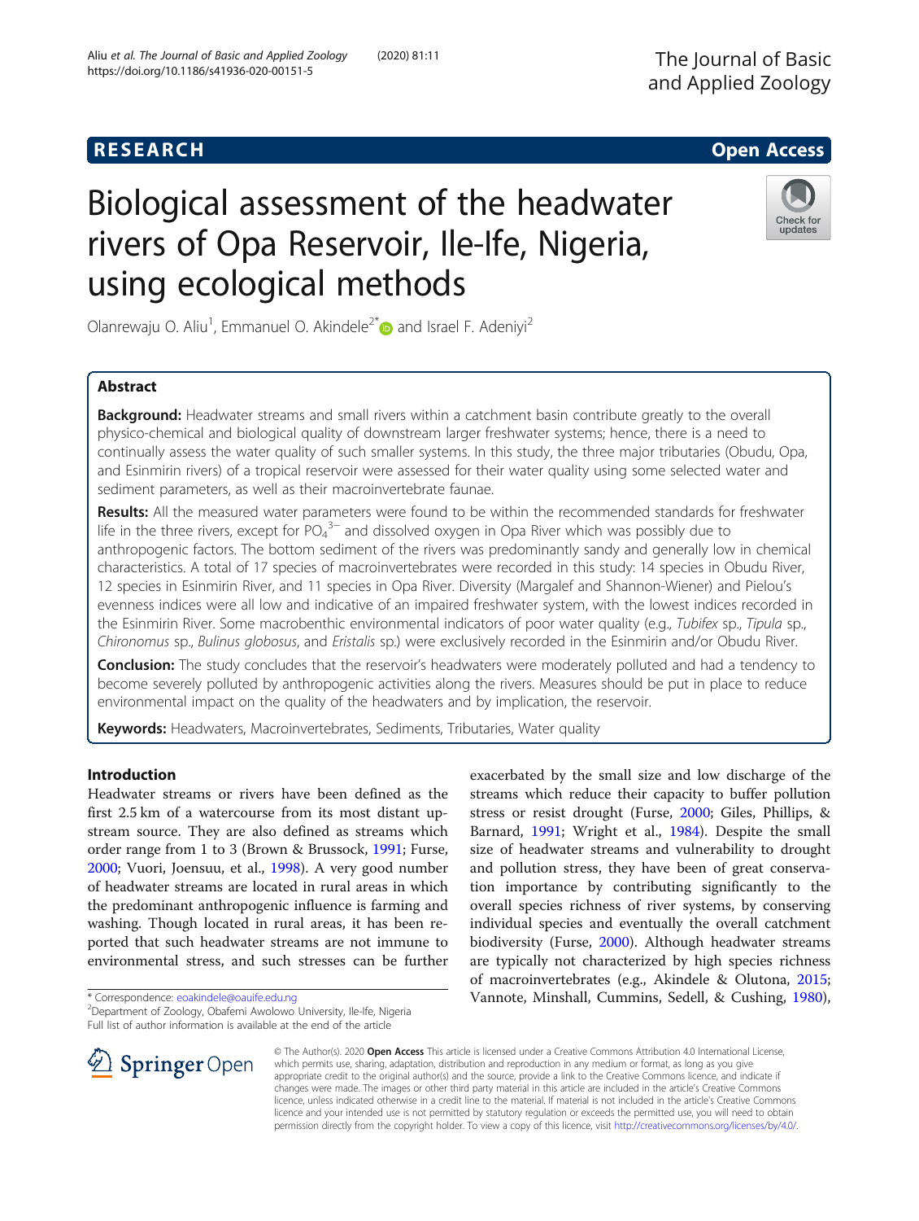# Biological assessment of the headwater rivers of Opa Reservoir, Ile-Ife, Nigeria, using ecological methods

Olanrewaju O. Aliu[1], Emmanuel O. Akindele[2*] and Israel F. Adeniyi[2]

## Abstract

**Background:** Headwater streams and small rivers within a catchment basin contribute greatly to the overall physico-chemical and biological quality of downstream larger freshwater systems; hence, there is a need to continually assess the water quality of such smaller systems. In this study, the three major tributaries (Obudu, Opa, and Esinmirin rivers) of a tropical reservoir were assessed for their water quality using some selected water and sediment parameters, as well as their macroinvertebrate faunae.

**Results:** All the measured water parameters were found to be within the recommended standards for freshwater life in the three rivers, except for $PO_4^{3-}$ and dissolved oxygen in Opa River which was possibly due to anthropogenic factors. The bottom sediment of the rivers was predominantly sandy and generally low in chemical characteristics. A total of 17 species of macroinvertebrates were recorded in this study: 14 species in Obudu River, 12 species in Esinmirin River, and 11 species in Opa River. Diversity (Margalef and Shannon-Wiener) and Pielou's evenness indices were all low and indicative of an impaired freshwater system, with the lowest indices recorded in the Esinmirin River. Some macrobenthic environmental indicators of poor water quality (e.g., *Tubifex* sp., *Tipula* sp., *Chironomus* sp., *Bulinus globosus*, and *Eristalis* sp.) were exclusively recorded in the Esinmirin and/or Obudu River.

**Conclusion:** The study concludes that the reservoir's headwaters were moderately polluted and had a tendency to become severely polluted by anthropogenic activities along the rivers. Measures should be put in place to reduce environmental impact on the quality of the headwaters and by implication, the reservoir.

**Keywords:** Headwaters, Macroinvertebrates, Sediments, Tributaries, Water quality

## Introduction

Headwater streams or rivers have been defined as the first 2.5 km of a watercourse from its most distant upstream source. They are also defined as streams which order range from 1 to 3 (Brown & Brussock, 1991; Furse, 2000; Vuori, Joensuu, et al., 1998). A very good number of headwater streams are located in rural areas in which the predominant anthropogenic influence is farming and washing. Though located in rural areas, it has been reported that such headwater streams are not immune to environmental stress, and such stresses can be further exacerbated by the small size and low discharge of the streams which reduce their capacity to buffer pollution stress or resist drought (Furse, 2000; Giles, Phillips, & Barnard, 1991; Wright et al., 1984). Despite the small size of headwater streams and vulnerability to drought and pollution stress, they have been of great conservation importance by contributing significantly to the overall species richness of river systems, by conserving individual species and eventually the overall catchment biodiversity (Furse, 2000). Although headwater streams are typically not characterized by high species richness of macroinvertebrates (e.g., Akindele & Olutona, 2015; Vannote, Minshall, Cummins, Sedell, & Cushing, 1980),

\* Correspondence: eoakindele@oauife.edu.ng
[2]Department of Zoology, Obafemi Awolowo University, Ile-Ife, Nigeria
Full list of author information is available at the end of the article

© The Author(s). 2020 **Open Access** This article is licensed under a Creative Commons Attribution 4.0 International License, which permits use, sharing, adaptation, distribution and reproduction in any medium or format, as long as you give appropriate credit to the original author(s) and the source, provide a link to the Creative Commons licence, and indicate if changes were made. The images or other third party material in this article are included in the article's Creative Commons licence, unless indicated otherwise in a credit line to the material. If material is not included in the article's Creative Commons licence and your intended use is not permitted by statutory regulation or exceeds the permitted use, you will need to obtain permission directly from the copyright holder. To view a copy of this licence, visit http://creativecommons.org/licenses/by/4.0/.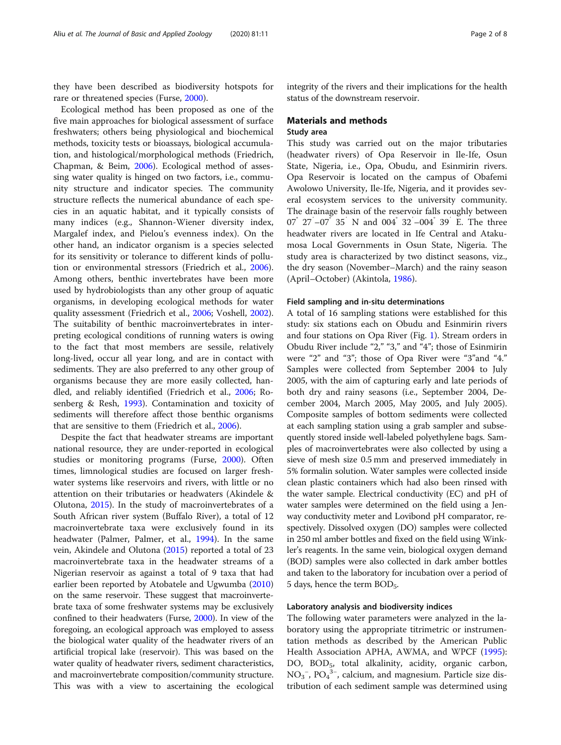they have been described as biodiversity hotspots for rare or threatened species (Furse, 2000).

Ecological method has been proposed as one of the five main approaches for biological assessment of surface freshwaters; others being physiological and biochemical methods, toxicity tests or bioassays, biological accumulation, and histological/morphological methods (Friedrich, Chapman, & Beim, 2006). Ecological method of assessing water quality is hinged on two factors, i.e., community structure and indicator species. The community structure reflects the numerical abundance of each species in an aquatic habitat, and it typically consists of many indices (e.g., Shannon-Wiener diversity index, Margalef index, and Pielou's evenness index). On the other hand, an indicator organism is a species selected for its sensitivity or tolerance to different kinds of pollution or environmental stressors (Friedrich et al., 2006). Among others, benthic invertebrates have been more used by hydrobiologists than any other group of aquatic organisms, in developing ecological methods for water quality assessment (Friedrich et al., 2006; Voshell, 2002). The suitability of benthic macroinvertebrates in interpreting ecological conditions of running waters is owing to the fact that most members are sessile, relatively long-lived, occur all year long, and are in contact with sediments. They are also preferred to any other group of organisms because they are more easily collected, handled, and reliably identified (Friedrich et al., 2006; Rosenberg & Resh, 1993). Contamination and toxicity of sediments will therefore affect those benthic organisms that are sensitive to them (Friedrich et al., 2006).

Despite the fact that headwater streams are important national resource, they are under-reported in ecological studies or monitoring programs (Furse, 2000). Often times, limnological studies are focused on larger freshwater systems like reservoirs and rivers, with little or no attention on their tributaries or headwaters (Akindele & Olutona, 2015). In the study of macroinvertebrates of a South African river system (Buffalo River), a total of 12 macroinvertebrate taxa were exclusively found in its headwater (Palmer, Palmer, et al., 1994). In the same vein, Akindele and Olutona (2015) reported a total of 23 macroinvertebrate taxa in the headwater streams of a Nigerian reservoir as against a total of 9 taxa that had earlier been reported by Atobatele and Ugwumba (2010) on the same reservoir. These suggest that macroinvertebrate taxa of some freshwater systems may be exclusively confined to their headwaters (Furse, 2000). In view of the foregoing, an ecological approach was employed to assess the biological water quality of the headwater rivers of an artificial tropical lake (reservoir). This was based on the water quality of headwater rivers, sediment characteristics, and macroinvertebrate composition/community structure. This was with a view to ascertaining the ecological integrity of the rivers and their implications for the health status of the downstream reservoir.

## Materials and methods

### Study area

This study was carried out on the major tributaries (headwater rivers) of Opa Reservoir in Ile-Ife, Osun State, Nigeria, i.e., Opa, Obudu, and Esinmirin rivers. Opa Reservoir is located on the campus of Obafemi Awolowo University, Ile-Ife, Nigeria, and it provides several ecosystem services to the university community. The drainage basin of the reservoir falls roughly between 07° 27′–07° 35′ N and 004° 32′–004° 39′ E. The three headwater rivers are located in Ife Central and Atakumosa Local Governments in Osun State, Nigeria. The study area is characterized by two distinct seasons, viz., the dry season (November–March) and the rainy season (April–October) (Akintola, 1986).

### Field sampling and in-situ determinations

A total of 16 sampling stations were established for this study: six stations each on Obudu and Esinmirin rivers and four stations on Opa River (Fig. 1). Stream orders in Obudu River include "2," "3," and "4"; those of Esinmirin were "2" and "3"; those of Opa River were "3"and "4." Samples were collected from September 2004 to July 2005, with the aim of capturing early and late periods of both dry and rainy seasons (i.e., September 2004, December 2004, March 2005, May 2005, and July 2005). Composite samples of bottom sediments were collected at each sampling station using a grab sampler and subsequently stored inside well-labeled polyethylene bags. Samples of macroinvertebrates were also collected by using a sieve of mesh size 0.5 mm and preserved immediately in 5% formalin solution. Water samples were collected inside clean plastic containers which had also been rinsed with the water sample. Electrical conductivity (EC) and pH of water samples were determined on the field using a Jenway conductivity meter and Lovibond pH comparator, respectively. Dissolved oxygen (DO) samples were collected in 250 ml amber bottles and fixed on the field using Winkler's reagents. In the same vein, biological oxygen demand (BOD) samples were also collected in dark amber bottles and taken to the laboratory for incubation over a period of 5 days, hence the term $BOD_5$.

### Laboratory analysis and biodiversity indices

The following water parameters were analyzed in the laboratory using the appropriate titrimetric or instrumentation methods as described by the American Public Health Association APHA, AWMA, and WPCF (1995): DO, $BOD_5$, total alkalinity, acidity, organic carbon, $NO_3^-$, $PO_4^{3-}$, calcium, and magnesium. Particle size distribution of each sediment sample was determined using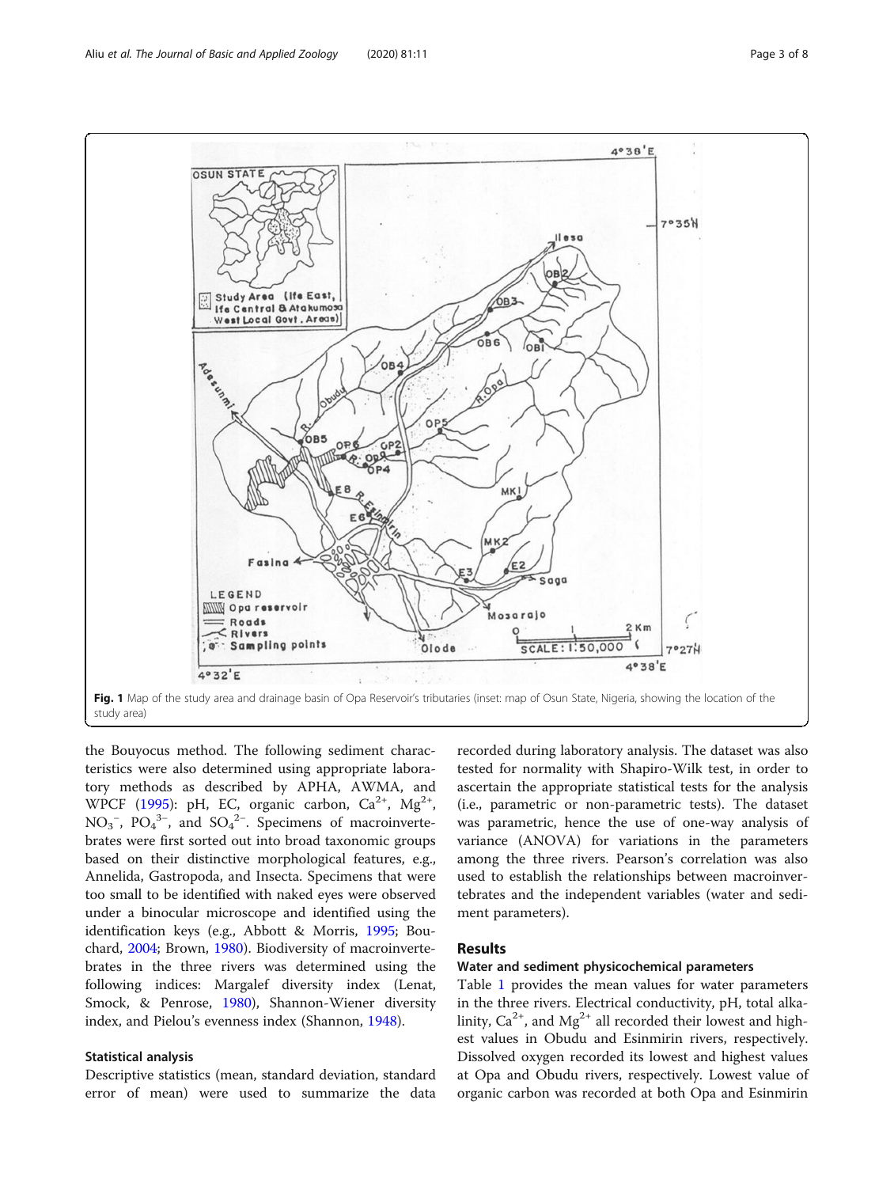Fig. 1 Map of the study area and drainage basin of Opa Reservoir's tributaries (inset: map of Osun State, Nigeria, showing the location of the study area)

the Bouyocus method. The following sediment characteristics were also determined using appropriate laboratory methods as described by APHA, AWMA, and WPCF (1995): pH, EC, organic carbon, $Ca^{2+}$, $Mg^{2+}$, $NO_3^{-}$, $PO_4^{3-}$, and $SO_4^{2-}$. Specimens of macroinvertebrates were first sorted out into broad taxonomic groups based on their distinctive morphological features, e.g., Annelida, Gastropoda, and Insecta. Specimens that were too small to be identified with naked eyes were observed under a binocular microscope and identified using the identification keys (e.g., Abbott & Morris, 1995; Bouchard, 2004; Brown, 1980). Biodiversity of macroinvertebrates in the three rivers was determined using the following indices: Margalef diversity index (Lenat, Smock, & Penrose, 1980), Shannon-Wiener diversity index, and Pielou's evenness index (Shannon, 1948).

### Statistical analysis

Descriptive statistics (mean, standard deviation, standard error of mean) were used to summarize the data recorded during laboratory analysis. The dataset was also tested for normality with Shapiro-Wilk test, in order to ascertain the appropriate statistical tests for the analysis (i.e., parametric or non-parametric tests). The dataset was parametric, hence the use of one-way analysis of variance (ANOVA) for variations in the parameters among the three rivers. Pearson's correlation was also used to establish the relationships between macroinvertebrates and the independent variables (water and sediment parameters).

## Results

### Water and sediment physicochemical parameters

Table 1 provides the mean values for water parameters in the three rivers. Electrical conductivity, pH, total alkalinity, $Ca^{2+}$, and $Mg^{2+}$ all recorded their lowest and highest values in Obudu and Esinmirin rivers, respectively. Dissolved oxygen recorded its lowest and highest values at Opa and Obudu rivers, respectively. Lowest value of organic carbon was recorded at both Opa and Esinmirin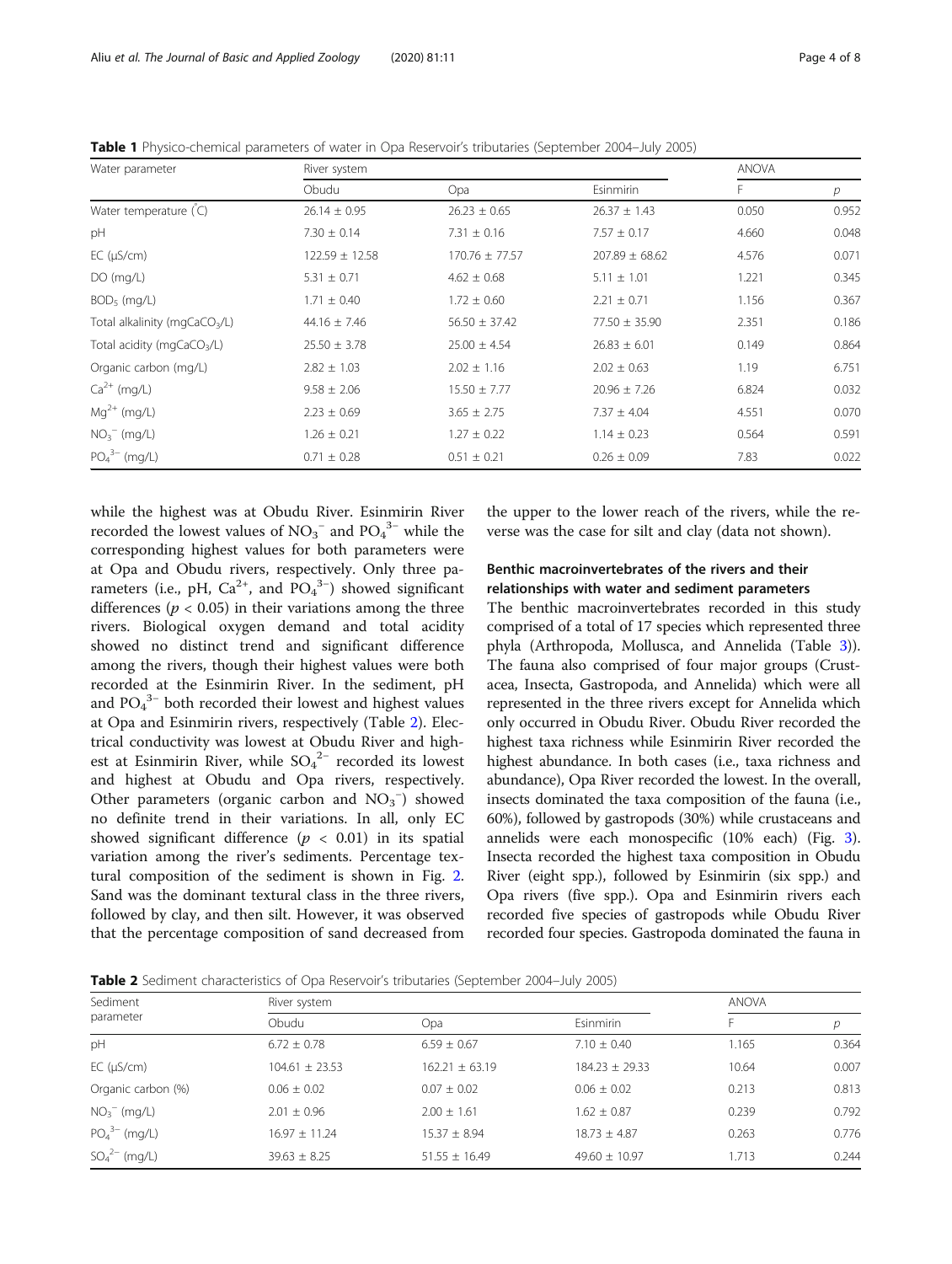**Table 1** Physico-chemical parameters of water in Opa Reservoir's tributaries (September 2004–July 2005)

| Water parameter | River system | | | ANOVA | |
|---|---|---|---|---|---|
| | Obudu | Opa | Esinmirin | F | p |
| Water temperature (°C) | 26.14 ± 0.95 | 26.23 ± 0.65 | 26.37 ± 1.43 | 0.050 | 0.952 |
| pH | 7.30 ± 0.14 | 7.31 ± 0.16 | 7.57 ± 0.17 | 4.660 | 0.048 |
| EC (μS/cm) | 122.59 ± 12.58 | 170.76 ± 77.57 | 207.89 ± 68.62 | 4.576 | 0.071 |
| DO (mg/L) | 5.31 ± 0.71 | 4.62 ± 0.68 | 5.11 ± 1.01 | 1.221 | 0.345 |
| $BOD_5$ (mg/L) | 1.71 ± 0.40 | 1.72 ± 0.60 | 2.21 ± 0.71 | 1.156 | 0.367 |
| Total alkalinity (mg$CaCO_3$/L) | 44.16 ± 7.46 | 56.50 ± 37.42 | 77.50 ± 35.90 | 2.351 | 0.186 |
| Total acidity (mg$CaCO_3$/L) | 25.50 ± 3.78 | 25.00 ± 4.54 | 26.83 ± 6.01 | 0.149 | 0.864 |
| Organic carbon (mg/L) | 2.82 ± 1.03 | 2.02 ± 1.16 | 2.02 ± 0.63 | 1.19 | 6.751 |
| $Ca^{2+}$ (mg/L) | 9.58 ± 2.06 | 15.50 ± 7.77 | 20.96 ± 7.26 | 6.824 | 0.032 |
| $Mg^{2+}$ (mg/L) | 2.23 ± 0.69 | 3.65 ± 2.75 | 7.37 ± 4.04 | 4.551 | 0.070 |
| $NO_3^-$ (mg/L) | 1.26 ± 0.21 | 1.27 ± 0.22 | 1.14 ± 0.23 | 0.564 | 0.591 |
| $PO_4^{3-}$ (mg/L) | 0.71 ± 0.28 | 0.51 ± 0.21 | 0.26 ± 0.09 | 7.83 | 0.022 |

while the highest was at Obudu River. Esinmirin River recorded the lowest values of $NO_3^-$ and $PO_4^{3-}$ while the corresponding highest values for both parameters were at Opa and Obudu rivers, respectively. Only three parameters (i.e., pH, $Ca^{2+}$, and $PO_4^{3-}$) showed significant differences ($p < 0.05$) in their variations among the three rivers. Biological oxygen demand and total acidity showed no distinct trend and significant difference among the rivers, though their highest values were both recorded at the Esinmirin River. In the sediment, pH and $PO_4^{3-}$ both recorded their lowest and highest values at Opa and Esinmirin rivers, respectively (Table 2). Electrical conductivity was lowest at Obudu River and highest at Esinmirin River, while $SO_4^{2-}$ recorded its lowest and highest at Obudu and Opa rivers, respectively. Other parameters (organic carbon and $NO_3^-$) showed no definite trend in their variations. In all, only EC showed significant difference ($p < 0.01$) in its spatial variation among the river's sediments. Percentage textural composition of the sediment is shown in Fig. 2. Sand was the dominant textural class in the three rivers, followed by clay, and then silt. However, it was observed that the percentage composition of sand decreased from the upper to the lower reach of the rivers, while the reverse was the case for silt and clay (data not shown).

### Benthic macroinvertebrates of the rivers and their relationships with water and sediment parameters

The benthic macroinvertebrates recorded in this study comprised of a total of 17 species which represented three phyla (Arthropoda, Mollusca, and Annelida (Table 3)). The fauna also comprised of four major groups (Crustacea, Insecta, Gastropoda, and Annelida) which were all represented in the three rivers except for Annelida which only occurred in Obudu River. Obudu River recorded the highest taxa richness while Esinmirin River recorded the highest abundance. In both cases (i.e., taxa richness and abundance), Opa River recorded the lowest. In the overall, insects dominated the taxa composition of the fauna (i.e., 60%), followed by gastropods (30%) while crustaceans and annelids were each monospecific (10% each) (Fig. 3). Insecta recorded the highest taxa composition in Obudu River (eight spp.), followed by Esinmirin (six spp.) and Opa rivers (five spp.). Opa and Esinmirin rivers each recorded five species of gastropods while Obudu River recorded four species. Gastropoda dominated the fauna in

**Table 2** Sediment characteristics of Opa Reservoir's tributaries (September 2004–July 2005)

| Sediment parameter | River system | | | ANOVA | |
|---|---|---|---|---|---|
| | Obudu | Opa | Esinmirin | F | p |
| pH | 6.72 ± 0.78 | 6.59 ± 0.67 | 7.10 ± 0.40 | 1.165 | 0.364 |
| EC (μS/cm) | 104.61 ± 23.53 | 162.21 ± 63.19 | 184.23 ± 29.33 | 10.64 | 0.007 |
| Organic carbon (%) | 0.06 ± 0.02 | 0.07 ± 0.02 | 0.06 ± 0.02 | 0.213 | 0.813 |
| $NO_3^-$ (mg/L) | 2.01 ± 0.96 | 2.00 ± 1.61 | 1.62 ± 0.87 | 0.239 | 0.792 |
| $PO_4^{3-}$ (mg/L) | 16.97 ± 11.24 | 15.37 ± 8.94 | 18.73 ± 4.87 | 0.263 | 0.776 |
| $SO_4^{2-}$ (mg/L) | 39.63 ± 8.25 | 51.55 ± 16.49 | 49.60 ± 10.97 | 1.713 | 0.244 |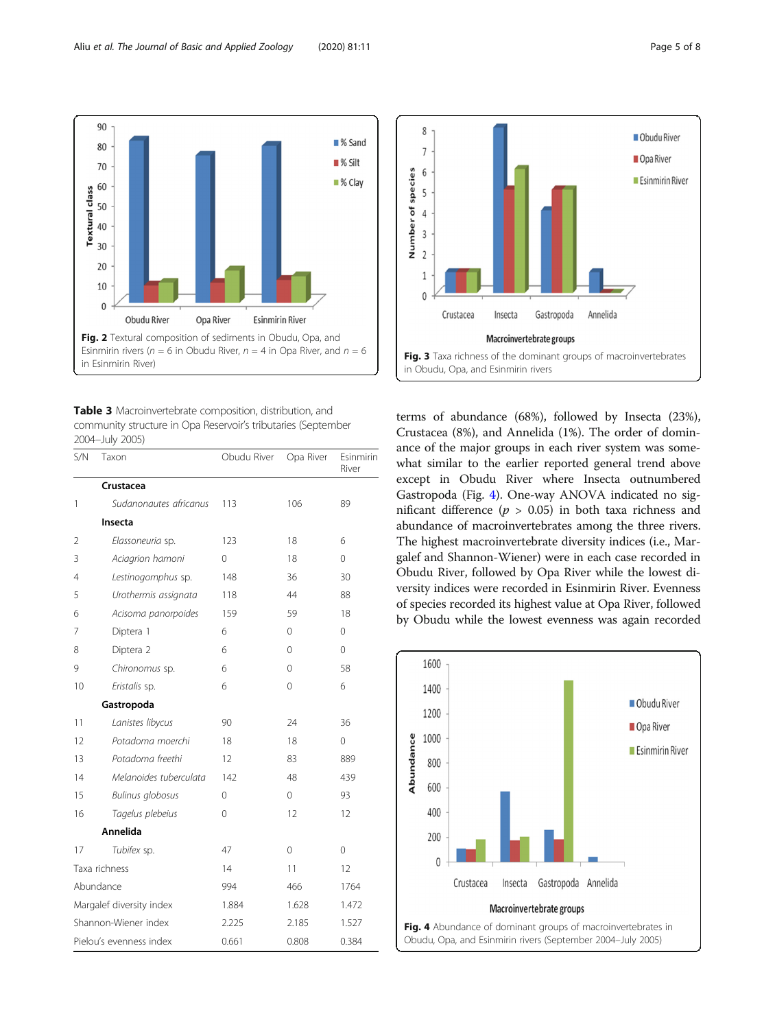Fig. 2 Textural composition of sediments in Obudu, Opa, and Esinmirin rivers ($n = 6$ in Obudu River, $n = 4$ in Opa River, and $n = 6$ in Esinmirin River)

Fig. 3 Taxa richness of the dominant groups of macroinvertebrates in Obudu, Opa, and Esinmirin rivers

**Table 3** Macroinvertebrate composition, distribution, and community structure in Opa Reservoir's tributaries (September 2004–July 2005)

| S/N | Taxon | Obudu River | Opa River | Esinmirin River |
|---|---|---|---|---|
| | **Crustacea** | | | |
| 1 | *Sudanonautes africanus* | 113 | 106 | 89 |
| | **Insecta** | | | |
| 2 | *Elassoneuria* sp. | 123 | 18 | 6 |
| 3 | *Aciagrion hamoni* | 0 | 18 | 0 |
| 4 | *Lestinogomphus* sp. | 148 | 36 | 30 |
| 5 | *Urothermis assignata* | 118 | 44 | 88 |
| 6 | *Acisoma panorpoides* | 159 | 59 | 18 |
| 7 | Diptera 1 | 6 | 0 | 0 |
| 8 | Diptera 2 | 6 | 0 | 0 |
| 9 | *Chironomus* sp. | 6 | 0 | 58 |
| 10 | *Eristalis* sp. | 6 | 0 | 6 |
| | **Gastropoda** | | | |
| 11 | *Lanistes libycus* | 90 | 24 | 36 |
| 12 | *Potadoma moerchi* | 18 | 18 | 0 |
| 13 | *Potadoma freethi* | 12 | 83 | 889 |
| 14 | *Melanoides tuberculata* | 142 | 48 | 439 |
| 15 | *Bulinus globosus* | 0 | 0 | 93 |
| 16 | *Tagelus plebeius* | 0 | 12 | 12 |
| | **Annelida** | | | |
| 17 | *Tubifex* sp. | 47 | 0 | 0 |
| Taxa richness | | 14 | 11 | 12 |
| Abundance | | 994 | 466 | 1764 |
| Margalef diversity index | | 1.884 | 1.628 | 1.472 |
| Shannon-Wiener index | | 2.225 | 2.185 | 1.527 |
| Pielou's evenness index | | 0.661 | 0.808 | 0.384 |

terms of abundance (68%), followed by Insecta (23%), Crustacea (8%), and Annelida (1%). The order of dominance of the major groups in each river system was somewhat similar to the earlier reported general trend above except in Obudu River where Insecta outnumbered Gastropoda (Fig. 4). One-way ANOVA indicated no significant difference ($p > 0.05$) in both taxa richness and abundance of macroinvertebrates among the three rivers. The highest macroinvertebrate diversity indices (i.e., Margalef and Shannon-Wiener) were in each case recorded in Obudu River, followed by Opa River while the lowest diversity indices were recorded in Esinmirin River. Evenness of species recorded its highest value at Opa River, followed by Obudu while the lowest evenness was again recorded

Fig. 4 Abundance of dominant groups of macroinvertebrates in Obudu, Opa, and Esinmirin rivers (September 2004–July 2005)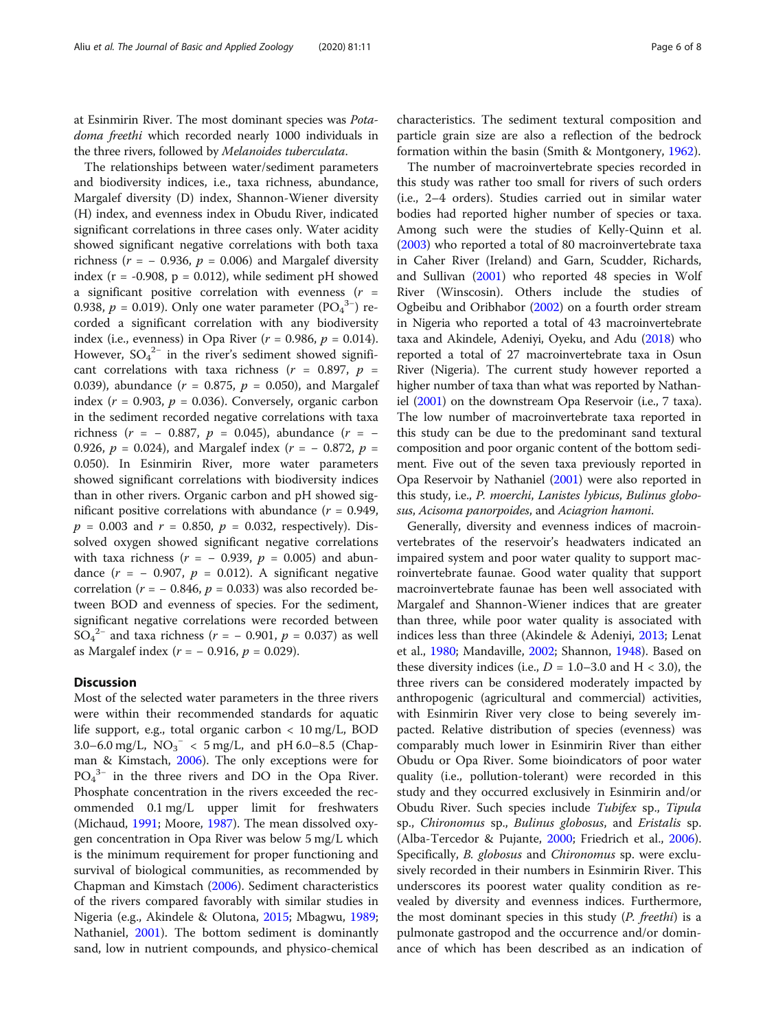at Esinmirin River. The most dominant species was *Potadoma freethi* which recorded nearly 1000 individuals in the three rivers, followed by *Melanoides tuberculata*.

The relationships between water/sediment parameters and biodiversity indices, i.e., taxa richness, abundance, Margalef diversity (D) index, Shannon-Wiener diversity (H) index, and evenness index in Obudu River, indicated significant correlations in three cases only. Water acidity showed significant negative correlations with both taxa richness ($r = -0.936$, $p = 0.006$) and Margalef diversity index ($r = -0.908$, $p = 0.012$), while sediment pH showed a significant positive correlation with evenness ($r = 0.938$, $p = 0.019$). Only one water parameter ($PO_4^{3-}$) recorded a significant correlation with any biodiversity index (i.e., evenness) in Opa River ($r = 0.986$, $p = 0.014$). However, $SO_4^{2-}$ in the river's sediment showed significant correlations with taxa richness ($r = 0.897$, $p = 0.039$), abundance ($r = 0.875$, $p = 0.050$), and Margalef index ($r = 0.903$, $p = 0.036$). Conversely, organic carbon in the sediment recorded negative correlations with taxa richness ($r = -0.887$, $p = 0.045$), abundance ($r = -0.926$, $p = 0.024$), and Margalef index ($r = -0.872$, $p = 0.050$). In Esinmirin River, more water parameters showed significant correlations with biodiversity indices than in other rivers. Organic carbon and pH showed significant positive correlations with abundance ($r = 0.949$, $p = 0.003$ and $r = 0.850$, $p = 0.032$, respectively). Dissolved oxygen showed significant negative correlations with taxa richness ($r = -0.939$, $p = 0.005$) and abundance ($r = -0.907$, $p = 0.012$). A significant negative correlation ($r = -0.846$, $p = 0.033$) was also recorded between BOD and evenness of species. For the sediment, significant negative correlations were recorded between $SO_4^{2-}$ and taxa richness ($r = -0.901$, $p = 0.037$) as well as Margalef index ($r = -0.916$, $p = 0.029$).

## Discussion

Most of the selected water parameters in the three rivers were within their recommended standards for aquatic life support, e.g., total organic carbon < 10 mg/L, BOD 3.0–6.0 mg/L, $NO_3^-$ < 5 mg/L, and pH 6.0–8.5 (Chapman & Kimstach, 2006). The only exceptions were for $PO_4^{3-}$ in the three rivers and DO in the Opa River. Phosphate concentration in the rivers exceeded the recommended 0.1 mg/L upper limit for freshwaters (Michaud, 1991; Moore, 1987). The mean dissolved oxygen concentration in Opa River was below 5 mg/L which is the minimum requirement for proper functioning and survival of biological communities, as recommended by Chapman and Kimstach (2006). Sediment characteristics of the rivers compared favorably with similar studies in Nigeria (e.g., Akindele & Olutona, 2015; Mbagwu, 1989; Nathaniel, 2001). The bottom sediment is dominantly sand, low in nutrient compounds, and physico-chemical characteristics. The sediment textural composition and particle grain size are also a reflection of the bedrock formation within the basin (Smith & Montgonery, 1962).

The number of macroinvertebrate species recorded in this study was rather too small for rivers of such orders (i.e., 2–4 orders). Studies carried out in similar water bodies had reported higher number of species or taxa. Among such were the studies of Kelly-Quinn et al. (2003) who reported a total of 80 macroinvertebrate taxa in Caher River (Ireland) and Garn, Scudder, Richards, and Sullivan (2001) who reported 48 species in Wolf River (Winscosin). Others include the studies of Ogbeibu and Oribhabor (2002) on a fourth order stream in Nigeria who reported a total of 43 macroinvertebrate taxa and Akindele, Adeniyi, Oyeku, and Adu (2018) who reported a total of 27 macroinvertebrate taxa in Osun River (Nigeria). The current study however reported a higher number of taxa than what was reported by Nathaniel (2001) on the downstream Opa Reservoir (i.e., 7 taxa). The low number of macroinvertebrate taxa reported in this study can be due to the predominant sand textural composition and poor organic content of the bottom sediment. Five out of the seven taxa previously reported in Opa Reservoir by Nathaniel (2001) were also reported in this study, i.e., *P. moerchi*, *Lanistes lybicus*, *Bulinus globosus*, *Acisoma panorpoides*, and *Aciagrion hamoni*.

Generally, diversity and evenness indices of macroinvertebrates of the reservoir's headwaters indicated an impaired system and poor water quality to support macroinvertebrate faunae. Good water quality that support macroinvertebrate faunae has been well associated with Margalef and Shannon-Wiener indices that are greater than three, while poor water quality is associated with indices less than three (Akindele & Adeniyi, 2013; Lenat et al., 1980; Mandaville, 2002; Shannon, 1948). Based on these diversity indices (i.e., $D = 1.0–3.0$ and $H < 3.0$), the three rivers can be considered moderately impacted by anthropogenic (agricultural and commercial) activities, with Esinmirin River very close to being severely impacted. Relative distribution of species (evenness) was comparably much lower in Esinmirin River than either Obudu or Opa River. Some bioindicators of poor water quality (i.e., pollution-tolerant) were recorded in this study and they occurred exclusively in Esinmirin and/or Obudu River. Such species include *Tubifex* sp., *Tipula* sp., *Chironomus* sp., *Bulinus globosus*, and *Eristalis* sp. (Alba-Tercedor & Pujante, 2000; Friedrich et al., 2006). Specifically, *B. globosus* and *Chironomus* sp. were exclusively recorded in their numbers in Esinmirin River. This underscores its poorest water quality condition as revealed by diversity and evenness indices. Furthermore, the most dominant species in this study (*P. freethi*) is a pulmonate gastropod and the occurrence and/or dominance of which has been described as an indication of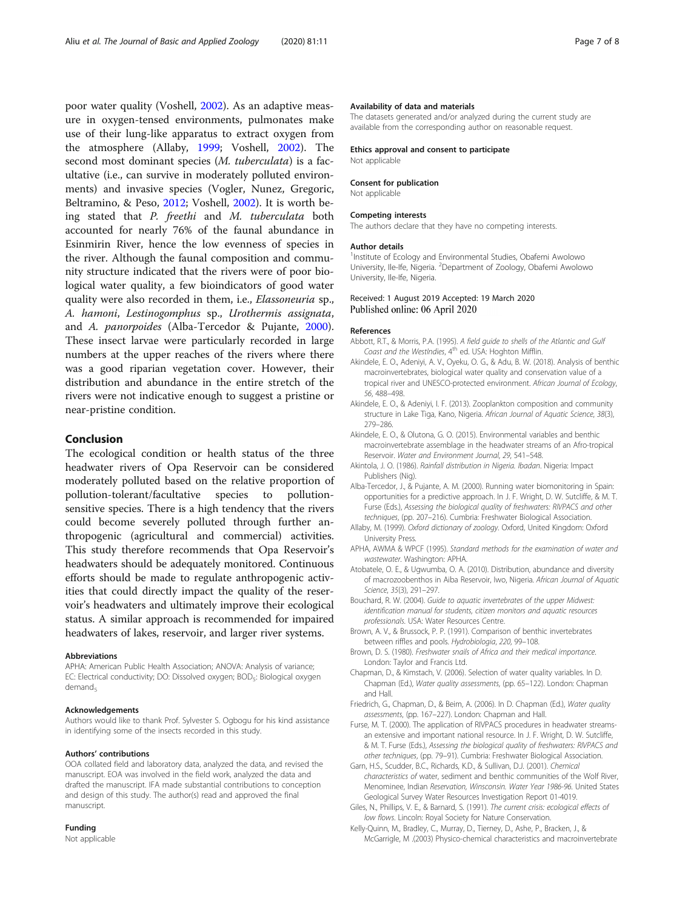poor water quality (Voshell, 2002). As an adaptive measure in oxygen-tensed environments, pulmonates make use of their lung-like apparatus to extract oxygen from the atmosphere (Allaby, 1999; Voshell, 2002). The second most dominant species (*M. tuberculata*) is a facultative (i.e., can survive in moderately polluted environments) and invasive species (Vogler, Nunez, Gregoric, Beltramino, & Peso, 2012; Voshell, 2002). It is worth being stated that *P. freethi* and *M. tuberculata* both accounted for nearly 76% of the faunal abundance in Esinmirin River, hence the low evenness of species in the river. Although the faunal composition and community structure indicated that the rivers were of poor biological water quality, a few bioindicators of good water quality were also recorded in them, i.e., *Elassoneuria* sp., *A. hamoni*, *Lestinogomphus* sp., *Urothermis assignata*, and *A. panorpoides* (Alba-Tercedor & Pujante, 2000). These insect larvae were particularly recorded in large numbers at the upper reaches of the rivers where there was a good riparian vegetation cover. However, their distribution and abundance in the entire stretch of the rivers were not indicative enough to suggest a pristine or near-pristine condition.

## Conclusion

The ecological condition or health status of the three headwater rivers of Opa Reservoir can be considered moderately polluted based on the relative proportion of pollution-tolerant/facultative species to pollution-sensitive species. There is a high tendency that the rivers could become severely polluted through further anthropogenic (agricultural and commercial) activities. This study therefore recommends that Opa Reservoir's headwaters should be adequately monitored. Continuous efforts should be made to regulate anthropogenic activities that could directly impact the quality of the reservoir's headwaters and ultimately improve their ecological status. A similar approach is recommended for impaired headwaters of lakes, reservoir, and larger river systems.

#### Abbreviations

APHA: American Public Health Association; ANOVA: Analysis of variance; EC: Electrical conductivity; DO: Dissolved oxygen; $BOD_5$: Biological oxygen $demand_5$

#### Acknowledgements

Authors would like to thank Prof. Sylvester S. Ogbogu for his kind assistance in identifying some of the insects recorded in this study.

#### Authors' contributions

OOA collated field and laboratory data, analyzed the data, and revised the manuscript. EOA was involved in the field work, analyzed the data and drafted the manuscript. IFA made substantial contributions to conception and design of this study. The author(s) read and approved the final manuscript.

#### Funding

Not applicable

#### Availability of data and materials

The datasets generated and/or analyzed during the current study are available from the corresponding author on reasonable request.

#### Ethics approval and consent to participate

Not applicable

#### Consent for publication

Not applicable

#### Competing interests

The authors declare that they have no competing interests.

#### Author details

[1]Institute of Ecology and Environmental Studies, Obafemi Awolowo University, Ile-Ife, Nigeria. [2]Department of Zoology, Obafemi Awolowo University, Ile-Ife, Nigeria.

Received: 1 August 2019 Accepted: 19 March 2020
Published online: 06 April 2020

#### References

Abbott, R.T., & Morris, P.A. (1995). *A field guide to shells of the Atlantic and Gulf Coast and the WestIndies*, 4th ed. USA: Hoghton Mifflin.

Akindele, E. O., Adeniyi, A. V., Oyeku, O. G., & Adu, B. W. (2018). Analysis of benthic macroinvertebrates, biological water quality and conservation value of a tropical river and UNESCO-protected environment. *African Journal of Ecology*, *56*, 488–498.

Akindele, E. O., & Adeniyi, I. F. (2013). Zooplankton composition and community structure in Lake Tiga, Kano, Nigeria. *African Journal of Aquatic Science*, *38*(3), 279–286.

Akindele, E. O., & Olutona, G. O. (2015). Environmental variables and benthic macroinvertebrate assemblage in the headwater streams of an Afro-tropical Reservoir. *Water and Environment Journal*, *29*, 541–548.

Akintola, J. O. (1986). *Rainfall distribution in Nigeria. Ibadan*. Nigeria: Impact Publishers (Nig).

Alba-Tercedor, J., & Pujante, A. M. (2000). Running water biomonitoring in Spain: opportunities for a predictive approach. In J. F. Wright, D. W. Sutcliffe, & M. T. Furse (Eds.), *Assessing the biological quality of freshwaters: RIVPACS and other techniques*, (pp. 207–216). Cumbria: Freshwater Biological Association.

Allaby, M. (1999). *Oxford dictionary of zoology*. Oxford, United Kingdom: Oxford University Press.

APHA, AWMA & WPCF (1995). *Standard methods for the examination of water and wastewater*. Washington: APHA.

Atobatele, O. E., & Ugwumba, O. A. (2010). Distribution, abundance and diversity of macrozoobenthos in Aiba Reservoir, Iwo, Nigeria. *African Journal of Aquatic Science*, *35*(3), 291–297.

Bouchard, R. W. (2004). *Guide to aquatic invertebrates of the upper Midwest: identification manual for students, citizen monitors and aquatic resources professionals*. USA: Water Resources Centre.

Brown, A. V., & Brussock, P. P. (1991). Comparison of benthic invertebrates between riffles and pools. *Hydrobiologia*, *220*, 99–108.

Brown, D. S. (1980). *Freshwater snails of Africa and their medical importance*. London: Taylor and Francis Ltd.

Chapman, D., & Kimstach, V. (2006). Selection of water quality variables. In D. Chapman (Ed.), *Water quality assessments*, (pp. 65–122). London: Chapman and Hall.

Friedrich, G., Chapman, D., & Beim, A. (2006). In D. Chapman (Ed.), *Water quality assessments*, (pp. 167–227). London: Chapman and Hall.

Furse, M. T. (2000). The application of RIVPACS procedures in headwater streams- an extensive and important national resource. In J. F. Wright, D. W. Sutcliffe, & M. T. Furse (Eds.), *Assessing the biological quality of freshwaters: RIVPACS and other techniques*, (pp. 79–91). Cumbria: Freshwater Biological Association.

Garn, H.S., Scudder, B.C., Richards, K.D., & Sullivan, D.J. (2001). *Chemical characteristics of* water, sediment and benthic communities of the Wolf River, Menominee, Indian *Reservation, Winsconsin. Water Year 1986-96*. United States Geological Survey Water Resources Investigation Report 01-4019.

Giles, N., Phillips, V. E., & Barnard, S. (1991). *The current crisis: ecological effects of low flows*. Lincoln: Royal Society for Nature Conservation.

Kelly-Quinn, M., Bradley, C., Murray, D., Tierney, D., Ashe, P., Bracken, J., & McGarrigle, M .(2003) Physico-chemical characteristics and macroinvertebrate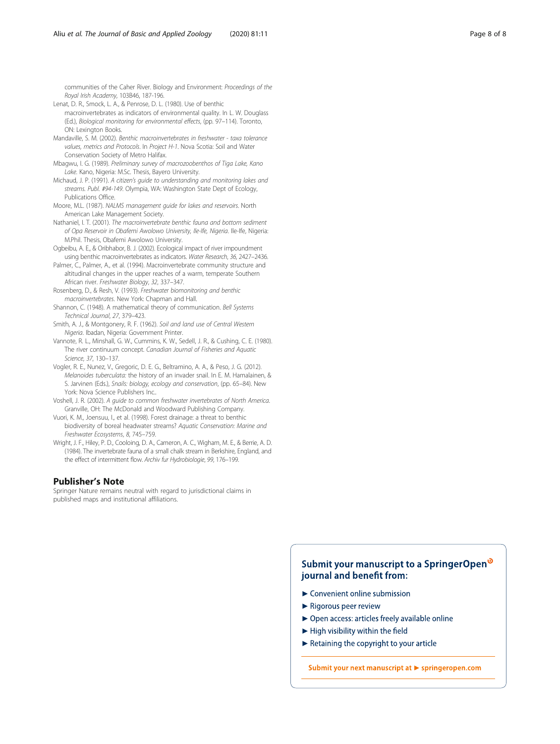communities of the Caher River. Biology and Environment: *Proceedings of the Royal Irish Academy*, 103B46, 187-196.

Lenat, D. R., Smock, L. A., & Penrose, D. L. (1980). Use of benthic macroinvertebrates as indicators of environmental quality. In L. W. Douglass (Ed.), *Biological monitoring for environmental effects*, (pp. 97–114). Toronto, ON: Lexington Books.

Mandaville, S. M. (2002). *Benthic macroinvertebrates in freshwater - taxa tolerance values, metrics and Protocols*. In *Project H-1*. Nova Scotia: Soil and Water Conservation Society of Metro Halifax.

Mbagwu, I. G. (1989). *Preliminary survey of macrozoobenthos of Tiga Lake, Kano Lake*. Kano, Nigeria: M.Sc. Thesis, Bayero University.

Michaud, J. P. (1991). *A citizen's guide to understanding and monitoring lakes and streams. Publ. #94-149*. Olympia, WA: Washington State Dept of Ecology, Publications Office.

Moore, M.L. (1987). *NALMS management guide for lakes and reservoirs*. North American Lake Management Society.

Nathaniel, I. T. (2001). *The macroinvertebrate benthic fauna and bottom sediment of Opa Reservoir in Obafemi Awolowo University, Ile-Ife, Nigeria*. Ile-Ife, Nigeria: M.Phil. Thesis, Obafemi Awolowo University.

Ogbeibu, A. E., & Oribhabor, B. J. (2002). Ecological impact of river impoundment using benthic macroinvertebrates as indicators. *Water Research*, *36*, 2427–2436.

Palmer, C., Palmer, A., et al. (1994). Macroinvertebrate community structure and altitudinal changes in the upper reaches of a warm, temperate Southern African river. *Freshwater Biology*, *32*, 337–347.

Rosenberg, D., & Resh, V. (1993). *Freshwater biomonitoring and benthic macroinvertebrates*. New York: Chapman and Hall.

Shannon, C. (1948). A mathematical theory of communication. *Bell Systems Technical Journal*, *27*, 379–423.

Smith, A. J., & Montgonery, R. F. (1962). *Soil and land use of Central Western Nigeria*. Ibadan, Nigeria: Government Printer.

Vannote, R. L., Minshall, G. W., Cummins, K. W., Sedell, J. R., & Cushing, C. E. (1980). The river continuum concept. *Canadian Journal of Fisheries and Aquatic Science*, *37*, 130–137.

Vogler, R. E., Nunez, V., Gregoric, D. E. G., Beltramino, A. A., & Peso, J. G. (2012). *Melanoides tuberculata:* the history of an invader snail. In E. M. Hamalainen, & S. Jarvinen (Eds.), *Snails: biology, ecology and conservation*, (pp. 65–84). New York: Nova Science Publishers Inc..

Voshell, J. R. (2002). *A guide to common freshwater invertebrates of North America*. Granville, OH: The McDonald and Woodward Publishing Company.

Vuori, K. M., Joensuu, I., et al. (1998). Forest drainage: a threat to benthic biodiversity of boreal headwater streams? *Aquatic Conservation: Marine and Freshwater Ecosystems*, *8*, 745–759.

Wright, J. F., Hiley, P. D., Cooloing, D. A., Cameron, A. C., Wigham, M. E., & Berrie, A. D. (1984). The invertebrate fauna of a small chalk stream in Berkshire, England, and the effect of intermittent flow. *Archiv fur Hydrobiologie*, *99*, 176–199.

## Publisher's Note

Springer Nature remains neutral with regard to jurisdictional claims in published maps and institutional affiliations.

**Submit your manuscript to a SpringerOpen journal and benefit from:**

- ► Convenient online submission
- ► Rigorous peer review
- ► Open access: articles freely available online
- ► High visibility within the field
- ► Retaining the copyright to your article

Submit your next manuscript at ► springeropen.com